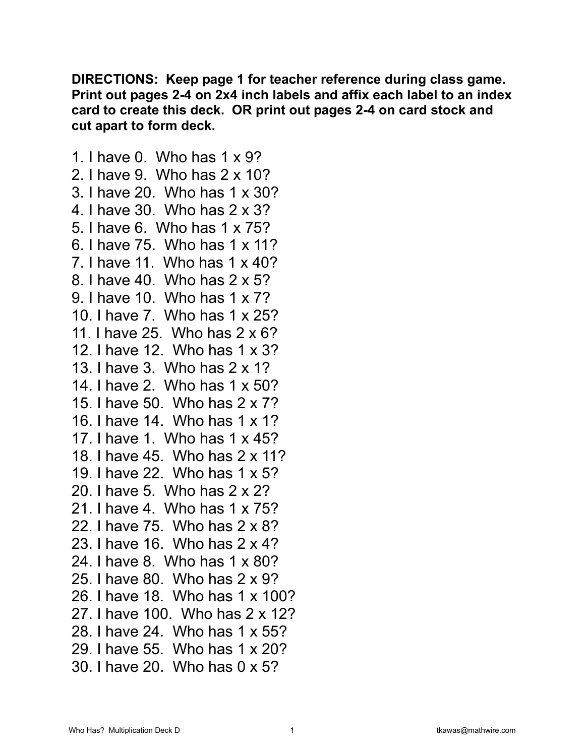**DIRECTIONS: Keep page 1 for teacher reference during class game. Print out pages 2-4 on 2x4 inch labels and affix each label to an index card to create this deck. OR print out pages 2-4 on card stock and cut apart to form deck.**

1. I have 0. Who has 1 x 9?
2. I have 9. Who has 2 x 10?
3. I have 20. Who has 1 x 30?
4. I have 30. Who has 2 x 3?
5. I have 6. Who has 1 x 75?
6. I have 75. Who has 1 x 11?
7. I have 11. Who has 1 x 40?
8. I have 40. Who has 2 x 5?
9. I have 10. Who has 1 x 7?
10. I have 7. Who has 1 x 25?
11. I have 25. Who has 2 x 6?
12. I have 12. Who has 1 x 3?
13. I have 3. Who has 2 x 1?
14. I have 2. Who has 1 x 50?
15. I have 50. Who has 2 x 7?
16. I have 14. Who has 1 x 1?
17. I have 1. Who has 1 x 45?
18. I have 45. Who has 2 x 11?
19. I have 22. Who has 1 x 5?
20. I have 5. Who has 2 x 2?
21. I have 4. Who has 1 x 75?
22. I have 75. Who has 2 x 8?
23. I have 16. Who has 2 x 4?
24. I have 8. Who has 1 x 80?
25. I have 80. Who has 2 x 9?
26. I have 18. Who has 1 x 100?
27. I have 100. Who has 2 x 12?
28. I have 24. Who has 1 x 55?
29. I have 55. Who has 1 x 20?
30. I have 20. Who has 0 x 5?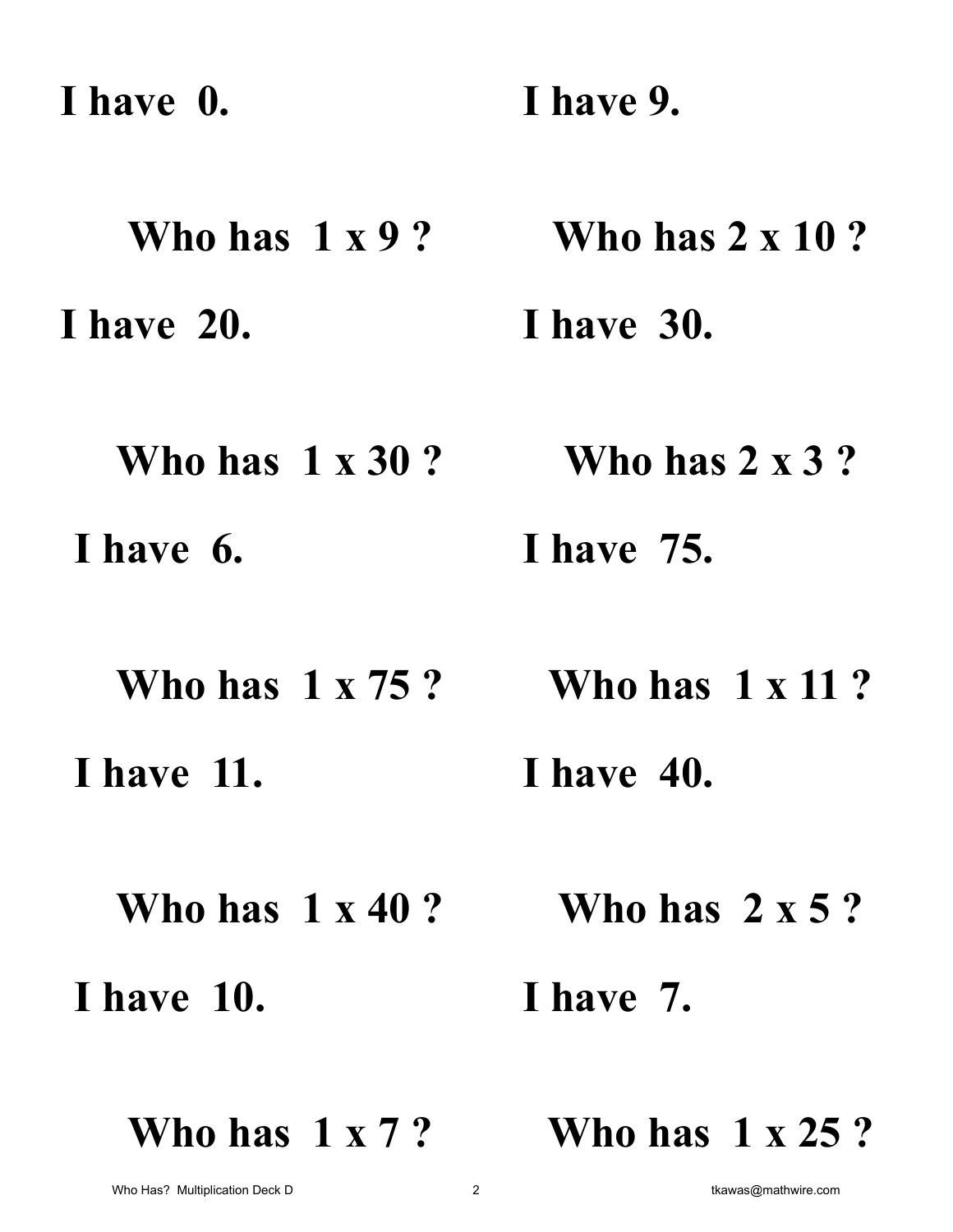**I have 0.**

**Who has 1 x 9 ?**

**I have 9.**

**Who has 2 x 10 ?**

**I have 20.**

**Who has 1 x 30 ?**

**I have 30.**

**Who has 2 x 3 ?**

**I have 6.**

**Who has 1 x 75 ?**

**I have 75.**

**Who has 1 x 11 ?**

**I have 11.**

**Who has 1 x 40 ?**

**I have 40.**

**Who has 2 x 5 ?**

**I have 10.**

**Who has 1 x 7 ?**

**I have 7.**

**Who has 1 x 25 ?**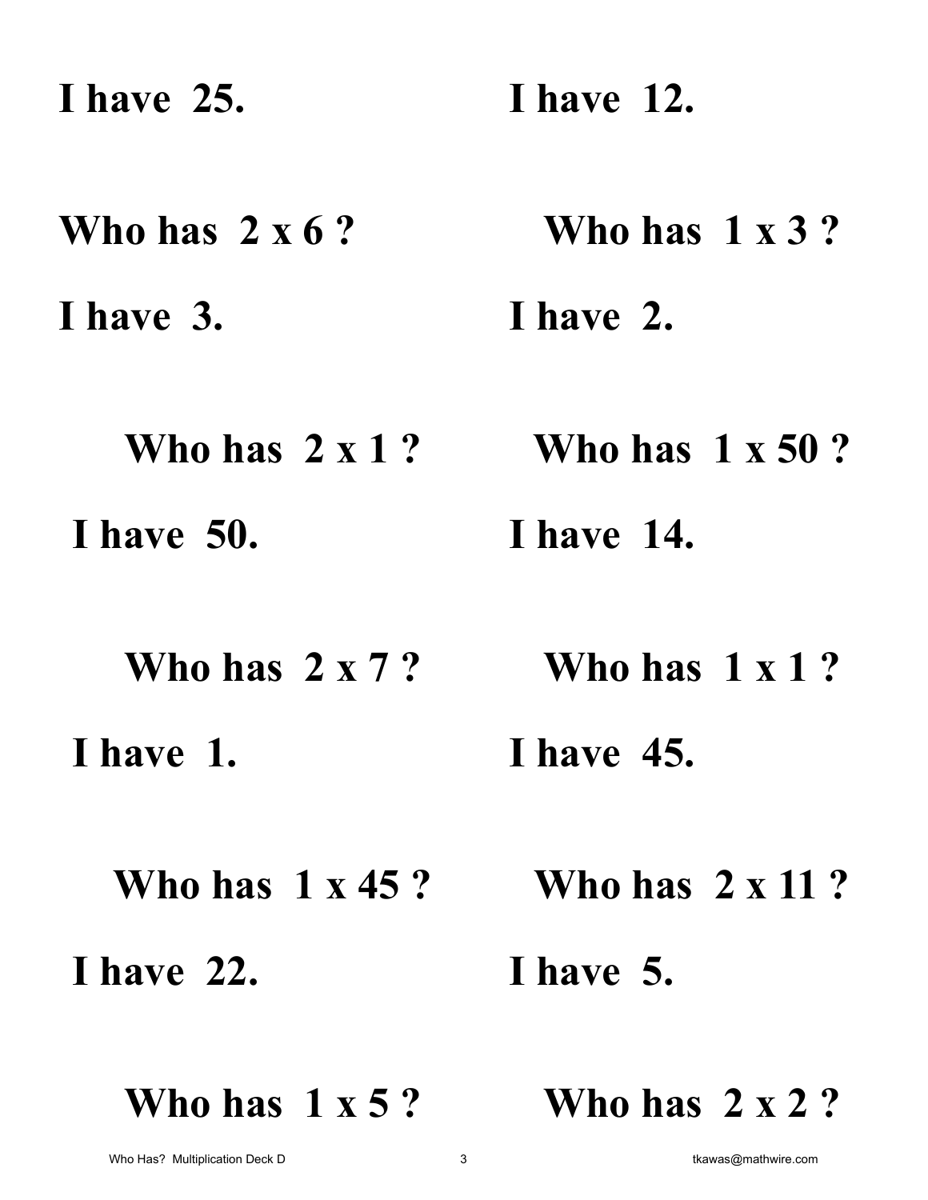**I have 25.**

**Who has 2 x 6 ?**

**I have 12.**

**Who has 1 x 3 ?**

**I have 3.**

**Who has 2 x 1 ?**

**I have 2.**

**Who has 1 x 50 ?**

**I have 50.**

**Who has 2 x 7 ?**

**I have 14.**

**Who has 1 x 1 ?**

**I have 1.**

**Who has 1 x 45 ?**

**I have 45.**

**Who has 2 x 11 ?**

**I have 22.**

**Who has 1 x 5 ?**

**I have 5.**

**Who has 2 x 2 ?**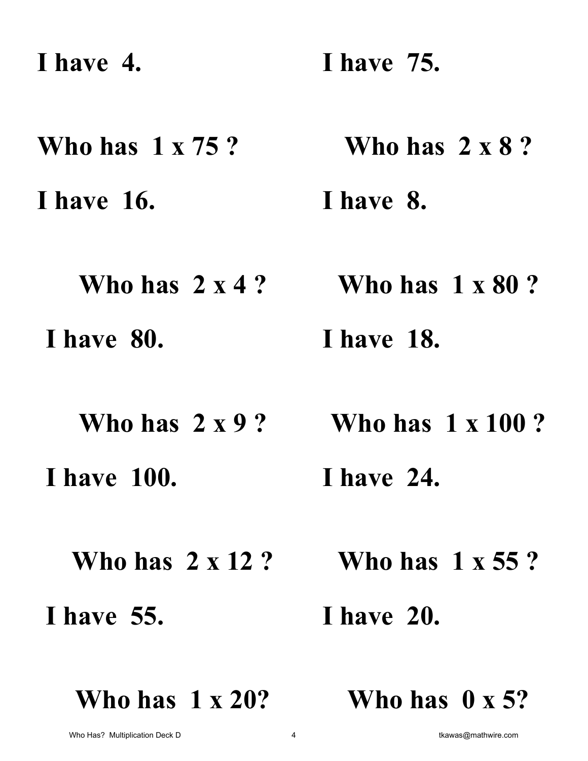**I have 4.**

**Who has 1 x 75 ?**

**I have 75.**

**Who has 2 x 8 ?**

**I have 16.**

**Who has 2 x 4 ?**

**I have 8.**

**Who has 1 x 80 ?**

**I have 80.**

**Who has 2 x 9 ?**

**I have 18.**

**Who has 1 x 100 ?**

**I have 100.**

**Who has 2 x 12 ?**

**I have 24.**

**Who has 1 x 55 ?**

**I have 55.**

**Who has 1 x 20?**

**I have 20.**

**Who has 0 x 5?**